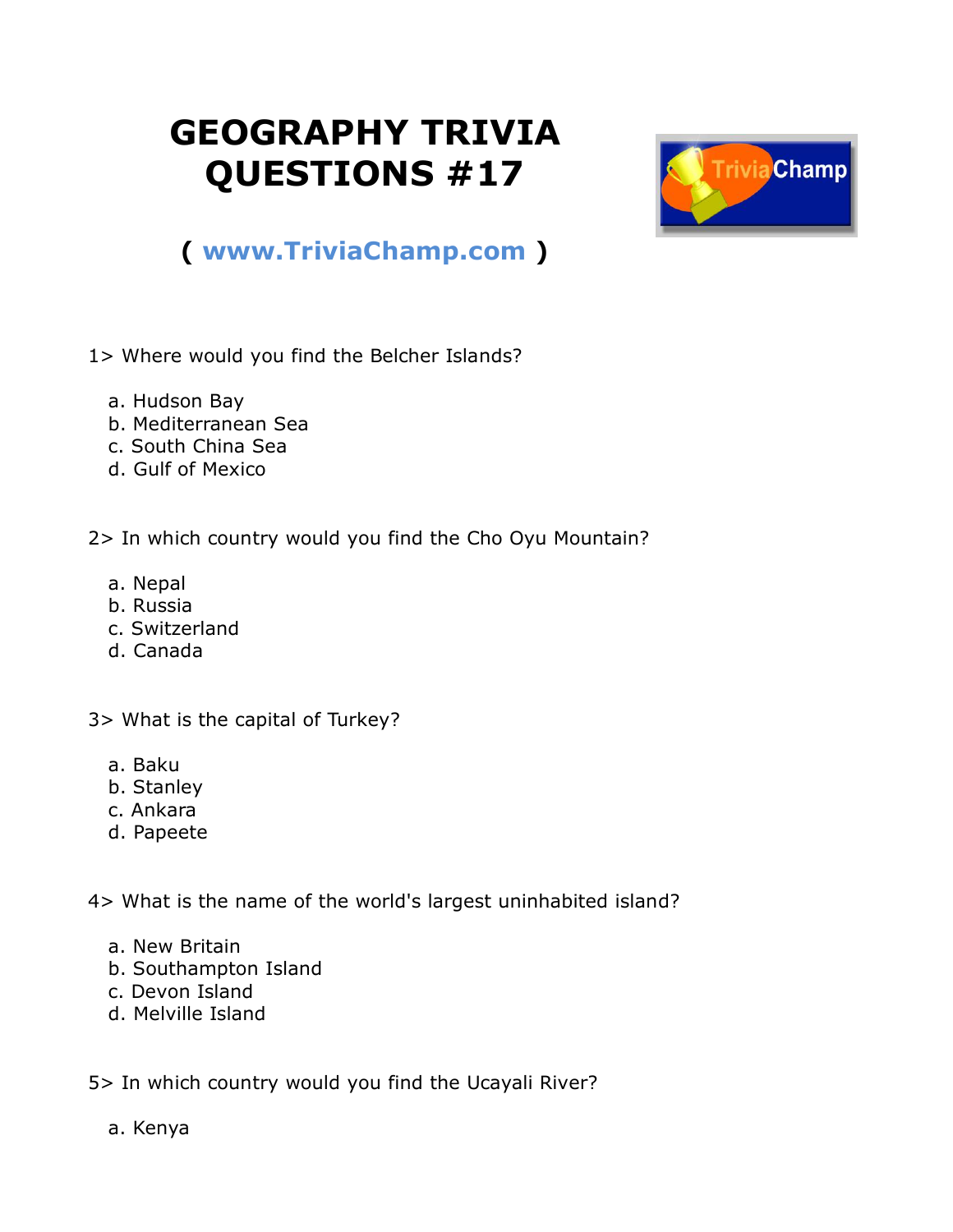# GEOGRAPHY TRIVIA QUESTIONS #17

**( www.TriviaChamp.com )**

1> Where would you find the Belcher Islands?

a. Hudson Bay
b. Mediterranean Sea
c. South China Sea
d. Gulf of Mexico

2> In which country would you find the Cho Oyu Mountain?

a. Nepal
b. Russia
c. Switzerland
d. Canada

3> What is the capital of Turkey?

a. Baku
b. Stanley
c. Ankara
d. Papeete

4> What is the name of the world's largest uninhabited island?

a. New Britain
b. Southampton Island
c. Devon Island
d. Melville Island

5> In which country would you find the Ucayali River?

a. Kenya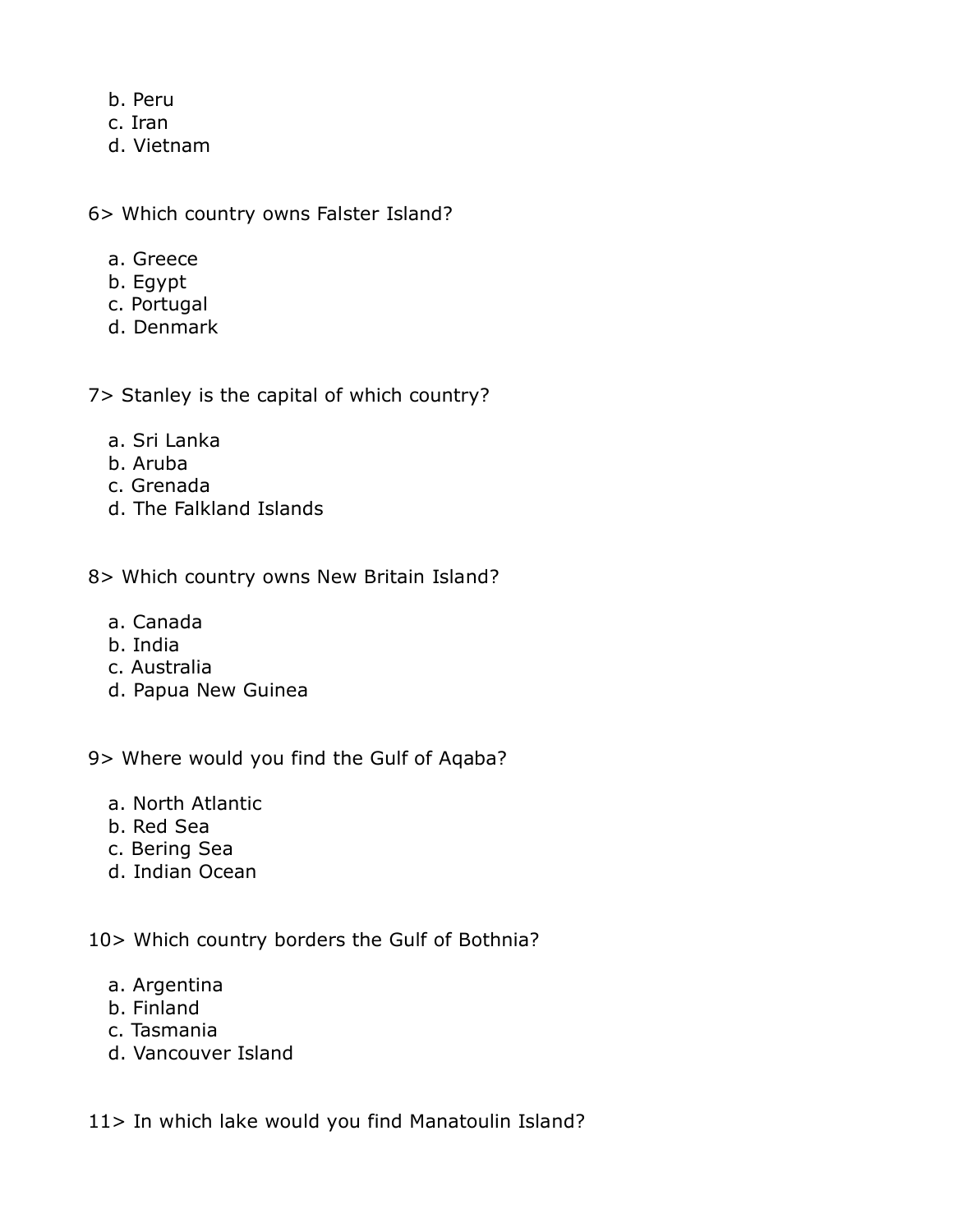b. Peru
   c. Iran
   d. Vietnam

6> Which country owns Falster Island?

   a. Greece
   b. Egypt
   c. Portugal
   d. Denmark

7> Stanley is the capital of which country?

   a. Sri Lanka
   b. Aruba
   c. Grenada
   d. The Falkland Islands

8> Which country owns New Britain Island?

   a. Canada
   b. India
   c. Australia
   d. Papua New Guinea

9> Where would you find the Gulf of Aqaba?

   a. North Atlantic
   b. Red Sea
   c. Bering Sea
   d. Indian Ocean

10> Which country borders the Gulf of Bothnia?

   a. Argentina
   b. Finland
   c. Tasmania
   d. Vancouver Island

11> In which lake would you find Manatoulin Island?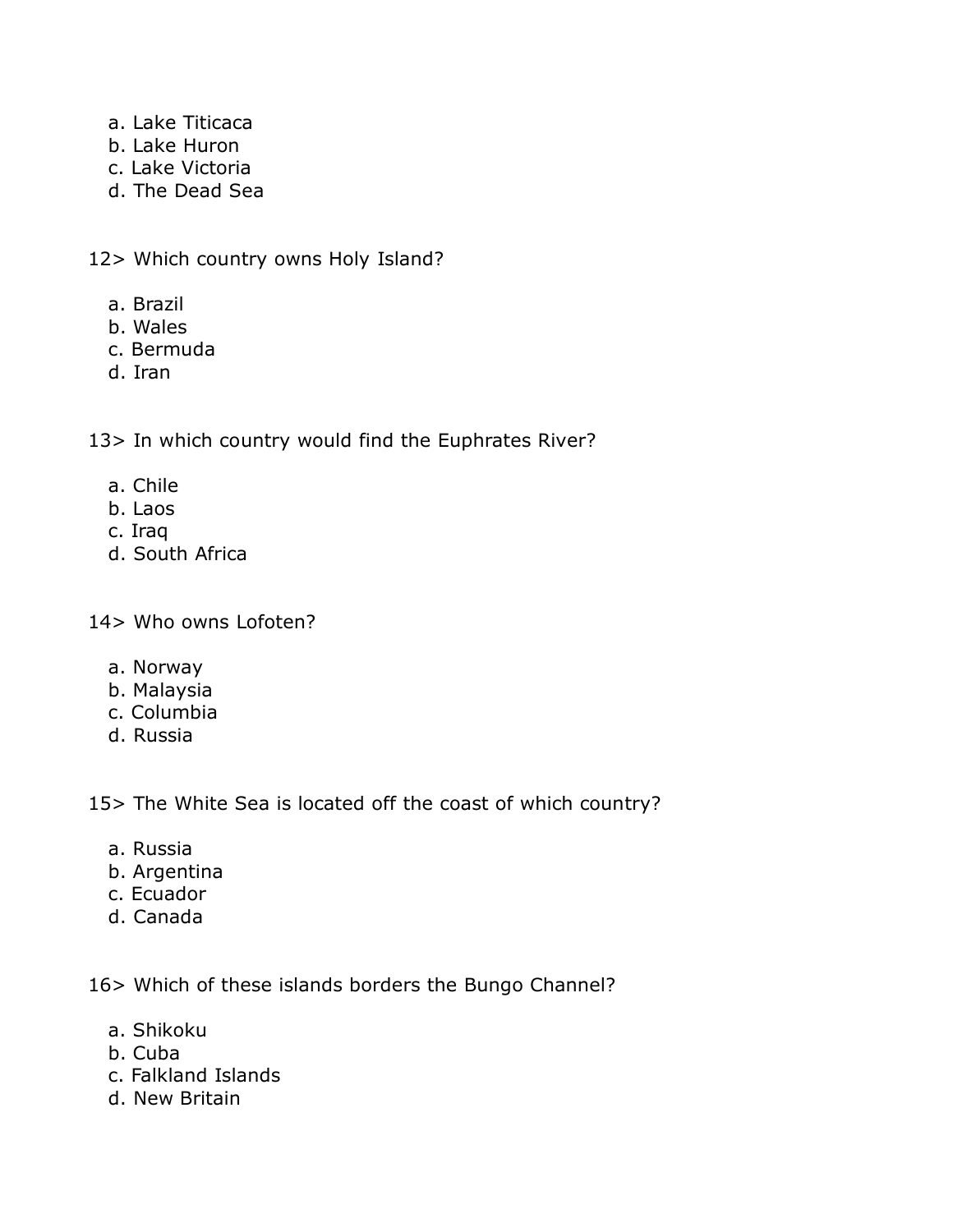a. Lake Titicaca
b. Lake Huron
c. Lake Victoria
d. The Dead Sea

12> Which country owns Holy Island?

a. Brazil
b. Wales
c. Bermuda
d. Iran

13> In which country would find the Euphrates River?

a. Chile
b. Laos
c. Iraq
d. South Africa

14> Who owns Lofoten?

a. Norway
b. Malaysia
c. Columbia
d. Russia

15> The White Sea is located off the coast of which country?

a. Russia
b. Argentina
c. Ecuador
d. Canada

16> Which of these islands borders the Bungo Channel?

a. Shikoku
b. Cuba
c. Falkland Islands
d. New Britain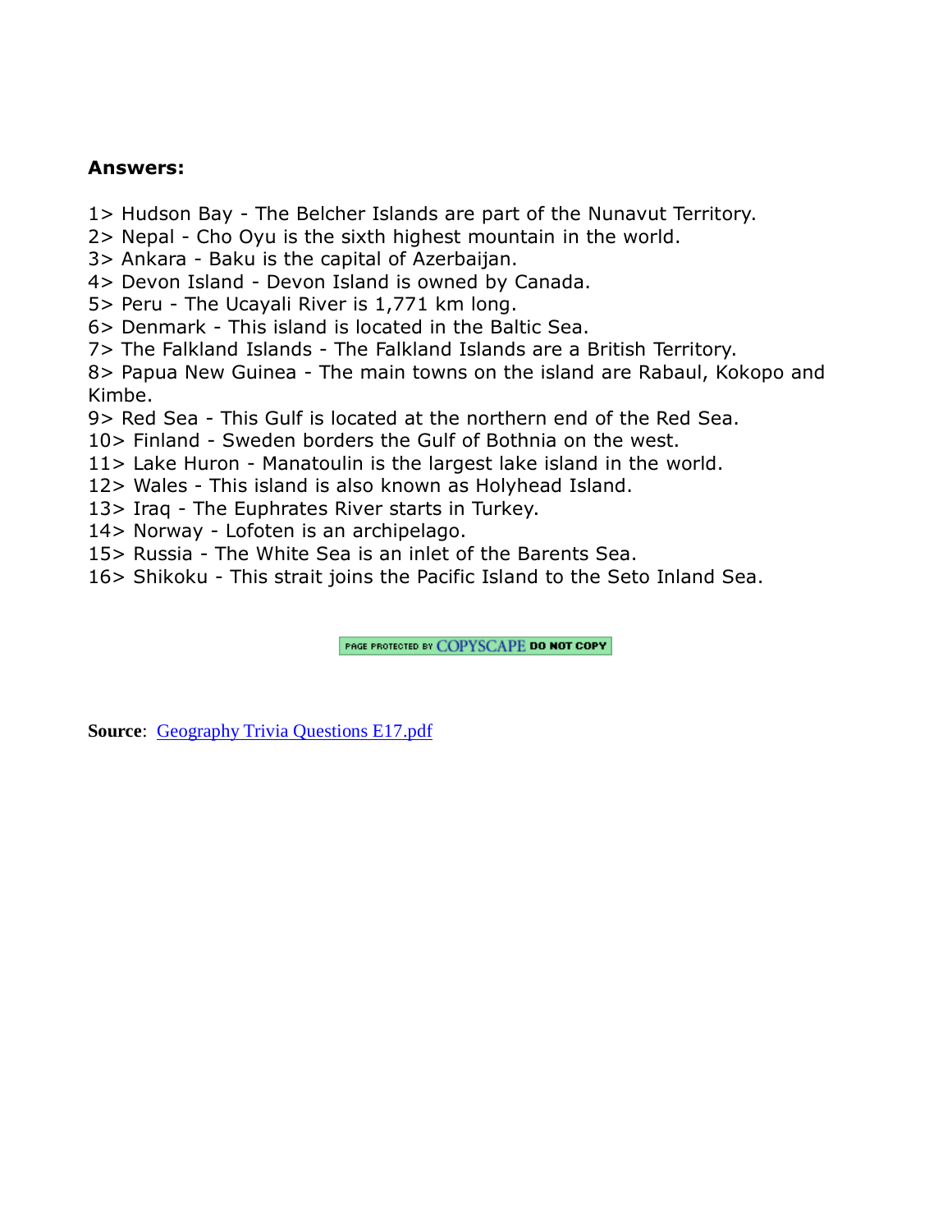**Answers:**

1> Hudson Bay - The Belcher Islands are part of the Nunavut Territory.
2> Nepal - Cho Oyu is the sixth highest mountain in the world.
3> Ankara - Baku is the capital of Azerbaijan.
4> Devon Island - Devon Island is owned by Canada.
5> Peru - The Ucayali River is 1,771 km long.
6> Denmark - This island is located in the Baltic Sea.
7> The Falkland Islands - The Falkland Islands are a British Territory.
8> Papua New Guinea - The main towns on the island are Rabaul, Kokopo and Kimbe.
9> Red Sea - This Gulf is located at the northern end of the Red Sea.
10> Finland - Sweden borders the Gulf of Bothnia on the west.
11> Lake Huron - Manatoulin is the largest lake island in the world.
12> Wales - This island is also known as Holyhead Island.
13> Iraq - The Euphrates River starts in Turkey.
14> Norway - Lofoten is an archipelago.
15> Russia - The White Sea is an inlet of the Barents Sea.
16> Shikoku - This strait joins the Pacific Island to the Seto Inland Sea.

PAGE PROTECTED BY COPYSCAPE DO NOT COPY

**Source**: Geography Trivia Questions E17.pdf